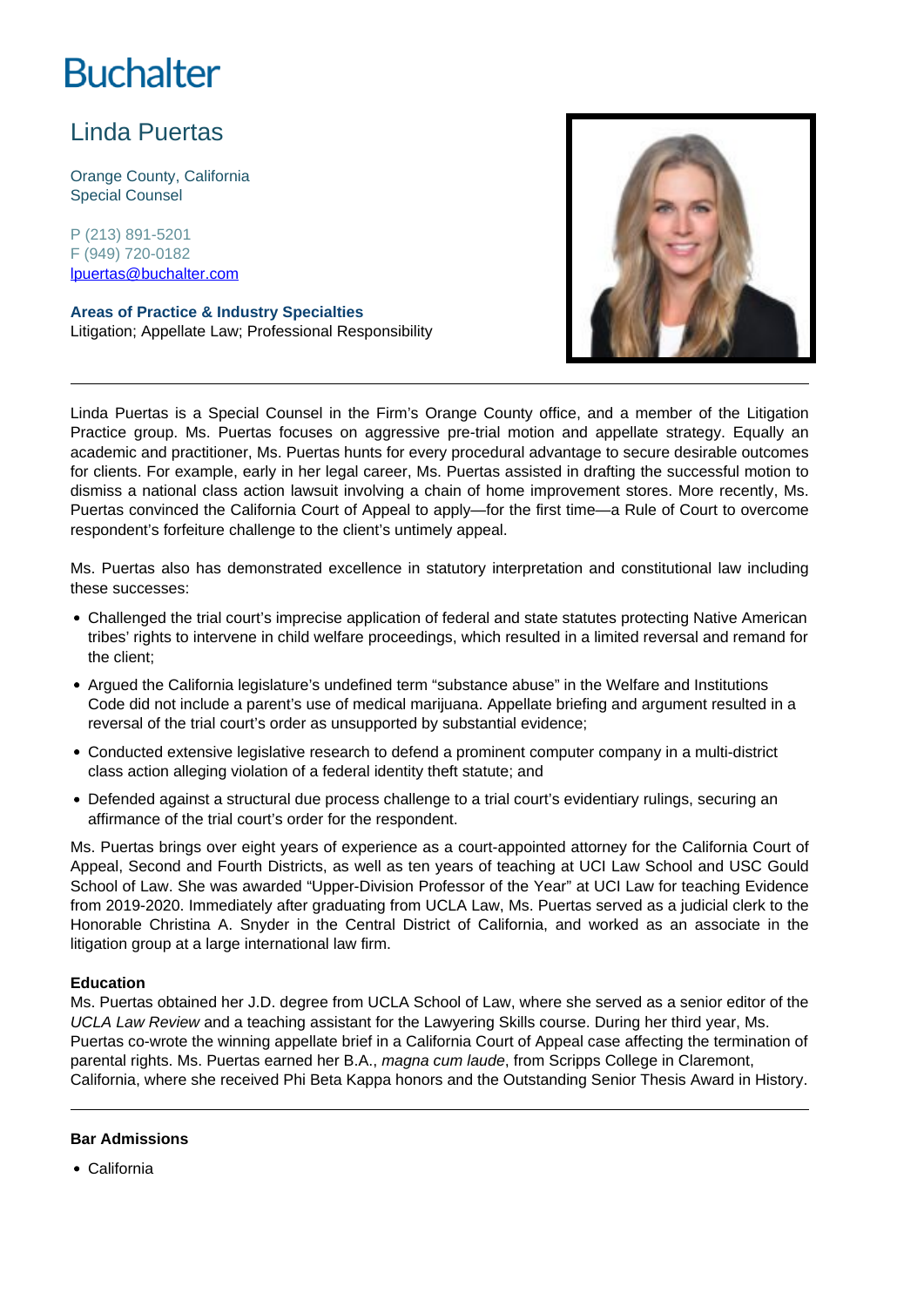# Buchalter

## Linda Puertas

Orange County, California
Special Counsel

P (213) 891-5201
F (949) 720-0182
[lpuertas@buchalter.com](mailto:lpuertas@buchalter.com)

**Areas of Practice & Industry Specialties**
Litigation; Appellate Law; Professional Responsibility

---

Linda Puertas is a Special Counsel in the Firm's Orange County office, and a member of the Litigation Practice group. Ms. Puertas focuses on aggressive pre-trial motion and appellate strategy. Equally an academic and practitioner, Ms. Puertas hunts for every procedural advantage to secure desirable outcomes for clients. For example, early in her legal career, Ms. Puertas assisted in drafting the successful motion to dismiss a national class action lawsuit involving a chain of home improvement stores. More recently, Ms. Puertas convinced the California Court of Appeal to apply—for the first time—a Rule of Court to overcome respondent's forfeiture challenge to the client's untimely appeal.

Ms. Puertas also has demonstrated excellence in statutory interpretation and constitutional law including these successes:

- Challenged the trial court's imprecise application of federal and state statutes protecting Native American tribes' rights to intervene in child welfare proceedings, which resulted in a limited reversal and remand for the client;
- Argued the California legislature's undefined term "substance abuse" in the Welfare and Institutions Code did not include a parent's use of medical marijuana. Appellate briefing and argument resulted in a reversal of the trial court's order as unsupported by substantial evidence;
- Conducted extensive legislative research to defend a prominent computer company in a multi-district class action alleging violation of a federal identity theft statute; and
- Defended against a structural due process challenge to a trial court's evidentiary rulings, securing an affirmance of the trial court's order for the respondent.

Ms. Puertas brings over eight years of experience as a court-appointed attorney for the California Court of Appeal, Second and Fourth Districts, as well as ten years of teaching at UCI Law School and USC Gould School of Law. She was awarded "Upper-Division Professor of the Year" at UCI Law for teaching Evidence from 2019-2020. Immediately after graduating from UCLA Law, Ms. Puertas served as a judicial clerk to the Honorable Christina A. Snyder in the Central District of California, and worked as an associate in the litigation group at a large international law firm.

**Education**
Ms. Puertas obtained her J.D. degree from UCLA School of Law, where she served as a senior editor of the *UCLA Law Review* and a teaching assistant for the Lawyering Skills course. During her third year, Ms. Puertas co-wrote the winning appellate brief in a California Court of Appeal case affecting the termination of parental rights. Ms. Puertas earned her B.A., *magna cum laude*, from Scripps College in Claremont, California, where she received Phi Beta Kappa honors and the Outstanding Senior Thesis Award in History.

---

**Bar Admissions**

- California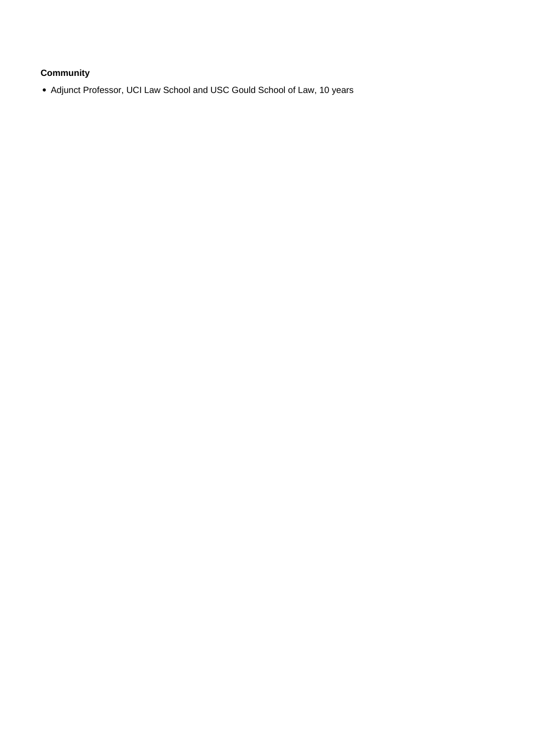**Community**

- Adjunct Professor, UCI Law School and USC Gould School of Law, 10 years